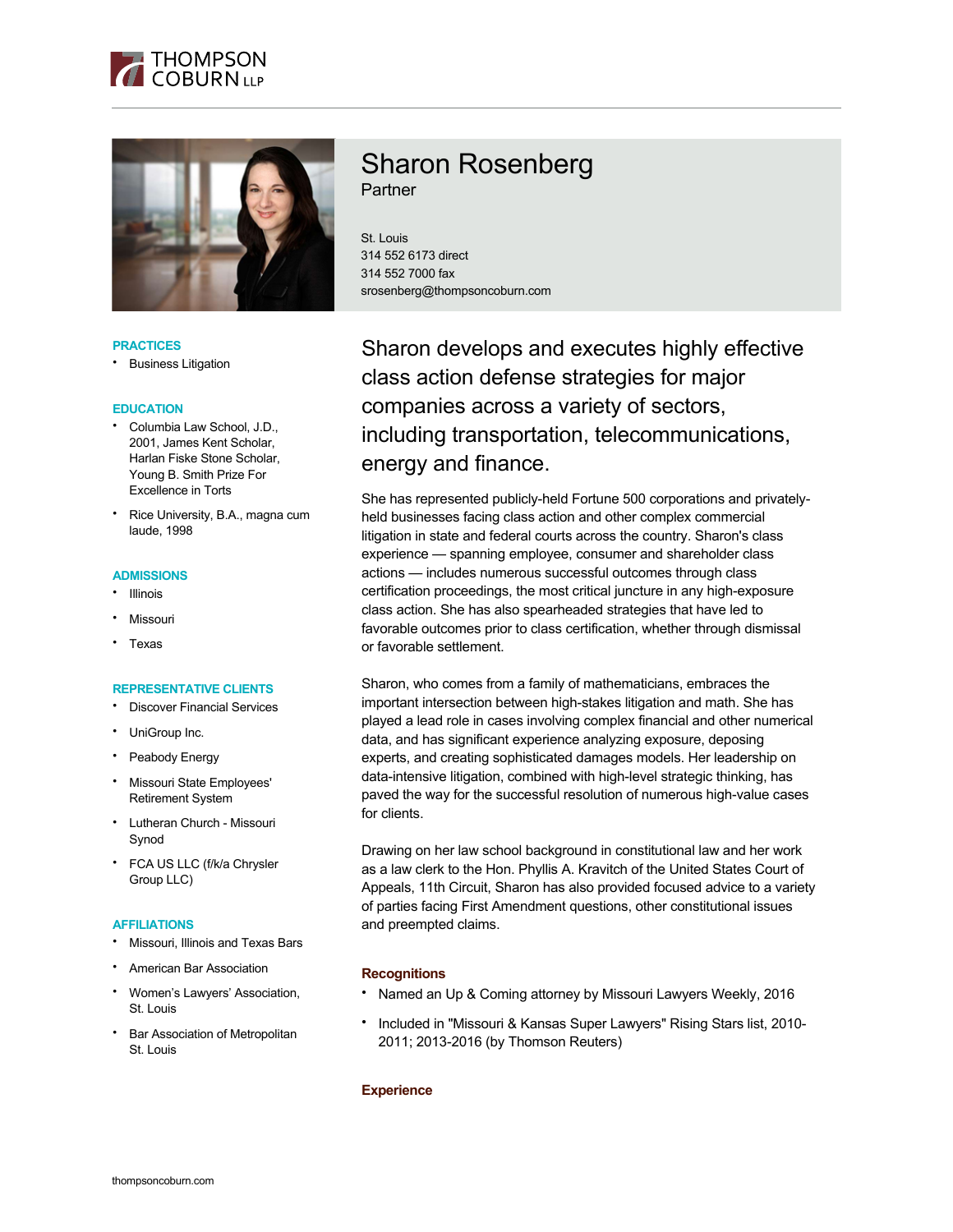THOMPSON COBURN LLP

# Sharon Rosenberg

Partner

St. Louis
314 552 6173 direct
314 552 7000 fax
srosenberg@thompsoncoburn.com

## PRACTICES

- Business Litigation

## EDUCATION

- Columbia Law School, J.D., 2001, James Kent Scholar, Harlan Fiske Stone Scholar, Young B. Smith Prize For Excellence in Torts
- Rice University, B.A., magna cum laude, 1998

## ADMISSIONS

- Illinois
- Missouri
- Texas

## REPRESENTATIVE CLIENTS

- Discover Financial Services
- UniGroup Inc.
- Peabody Energy
- Missouri State Employees' Retirement System
- Lutheran Church - Missouri Synod
- FCA US LLC (f/k/a Chrysler Group LLC)

## AFFILIATIONS

- Missouri, Illinois and Texas Bars
- American Bar Association
- Women's Lawyers' Association, St. Louis
- Bar Association of Metropolitan St. Louis

Sharon develops and executes highly effective class action defense strategies for major companies across a variety of sectors, including transportation, telecommunications, energy and finance.

She has represented publicly-held Fortune 500 corporations and privately-held businesses facing class action and other complex commercial litigation in state and federal courts across the country. Sharon's class experience — spanning employee, consumer and shareholder class actions — includes numerous successful outcomes through class certification proceedings, the most critical juncture in any high-exposure class action. She has also spearheaded strategies that have led to favorable outcomes prior to class certification, whether through dismissal or favorable settlement.

Sharon, who comes from a family of mathematicians, embraces the important intersection between high-stakes litigation and math. She has played a lead role in cases involving complex financial and other numerical data, and has significant experience analyzing exposure, deposing experts, and creating sophisticated damages models. Her leadership on data-intensive litigation, combined with high-level strategic thinking, has paved the way for the successful resolution of numerous high-value cases for clients.

Drawing on her law school background in constitutional law and her work as a law clerk to the Hon. Phyllis A. Kravitch of the United States Court of Appeals, 11th Circuit, Sharon has also provided focused advice to a variety of parties facing First Amendment questions, other constitutional issues and preempted claims.

## Recognitions

- Named an Up & Coming attorney by Missouri Lawyers Weekly, 2016
- Included in "Missouri & Kansas Super Lawyers" Rising Stars list, 2010-2011; 2013-2016 (by Thomson Reuters)

## Experience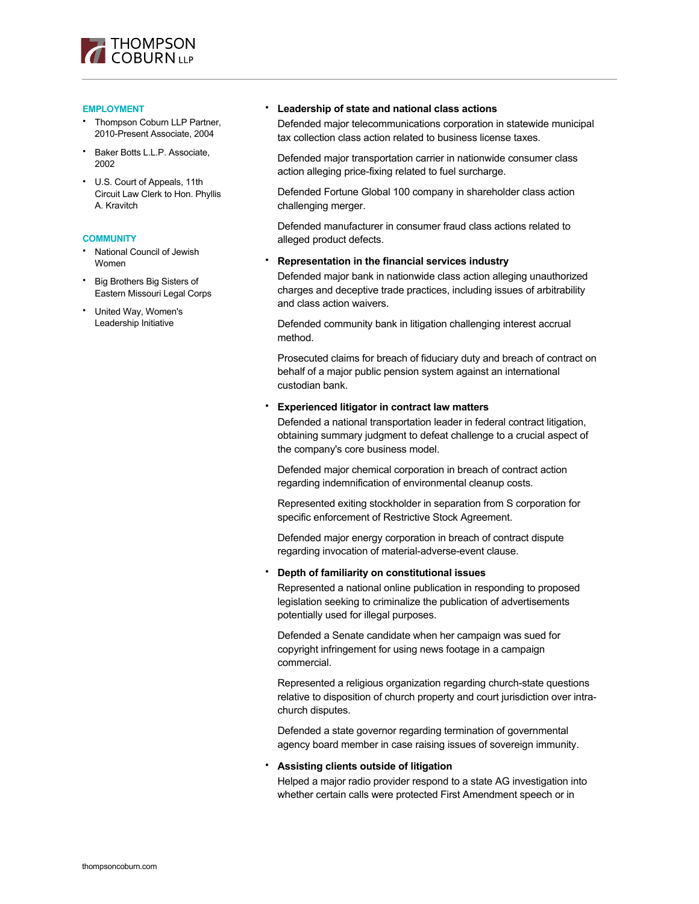## EMPLOYMENT

- Thompson Coburn LLP Partner, 2010-Present Associate, 2004
- Baker Botts L.L.P. Associate, 2002
- U.S. Court of Appeals, 11th Circuit Law Clerk to Hon. Phyllis A. Kravitch

## COMMUNITY

- National Council of Jewish Women
- Big Brothers Big Sisters of Eastern Missouri Legal Corps
- United Way, Women's Leadership Initiative

- **Leadership of state and national class actions**

  Defended major telecommunications corporation in statewide municipal tax collection class action related to business license taxes.

  Defended major transportation carrier in nationwide consumer class action alleging price-fixing related to fuel surcharge.

  Defended Fortune Global 100 company in shareholder class action challenging merger.

  Defended manufacturer in consumer fraud class actions related to alleged product defects.

- **Representation in the financial services industry**

  Defended major bank in nationwide class action alleging unauthorized charges and deceptive trade practices, including issues of arbitrability and class action waivers.

  Defended community bank in litigation challenging interest accrual method.

  Prosecuted claims for breach of fiduciary duty and breach of contract on behalf of a major public pension system against an international custodian bank.

- **Experienced litigator in contract law matters**

  Defended a national transportation leader in federal contract litigation, obtaining summary judgment to defeat challenge to a crucial aspect of the company's core business model.

  Defended major chemical corporation in breach of contract action regarding indemnification of environmental cleanup costs.

  Represented exiting stockholder in separation from S corporation for specific enforcement of Restrictive Stock Agreement.

  Defended major energy corporation in breach of contract dispute regarding invocation of material-adverse-event clause.

- **Depth of familiarity on constitutional issues**

  Represented a national online publication in responding to proposed legislation seeking to criminalize the publication of advertisements potentially used for illegal purposes.

  Defended a Senate candidate when her campaign was sued for copyright infringement for using news footage in a campaign commercial.

  Represented a religious organization regarding church-state questions relative to disposition of church property and court jurisdiction over intra-church disputes.

  Defended a state governor regarding termination of governmental agency board member in case raising issues of sovereign immunity.

- **Assisting clients outside of litigation**

  Helped a major radio provider respond to a state AG investigation into whether certain calls were protected First Amendment speech or in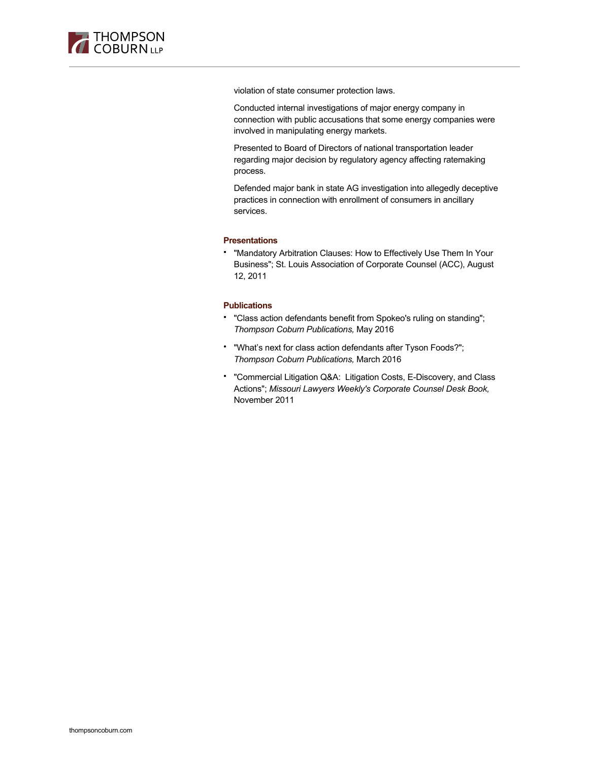violation of state consumer protection laws.

Conducted internal investigations of major energy company in connection with public accusations that some energy companies were involved in manipulating energy markets.

Presented to Board of Directors of national transportation leader regarding major decision by regulatory agency affecting ratemaking process.

Defended major bank in state AG investigation into allegedly deceptive practices in connection with enrollment of consumers in ancillary services.

### Presentations

- "Mandatory Arbitration Clauses: How to Effectively Use Them In Your Business"; St. Louis Association of Corporate Counsel (ACC), August 12, 2011

### Publications

- "Class action defendants benefit from Spokeo's ruling on standing"; *Thompson Coburn Publications,* May 2016
- "What's next for class action defendants after Tyson Foods?"; *Thompson Coburn Publications,* March 2016
- "Commercial Litigation Q&A: Litigation Costs, E-Discovery, and Class Actions"; *Missouri Lawyers Weekly's Corporate Counsel Desk Book,* November 2011